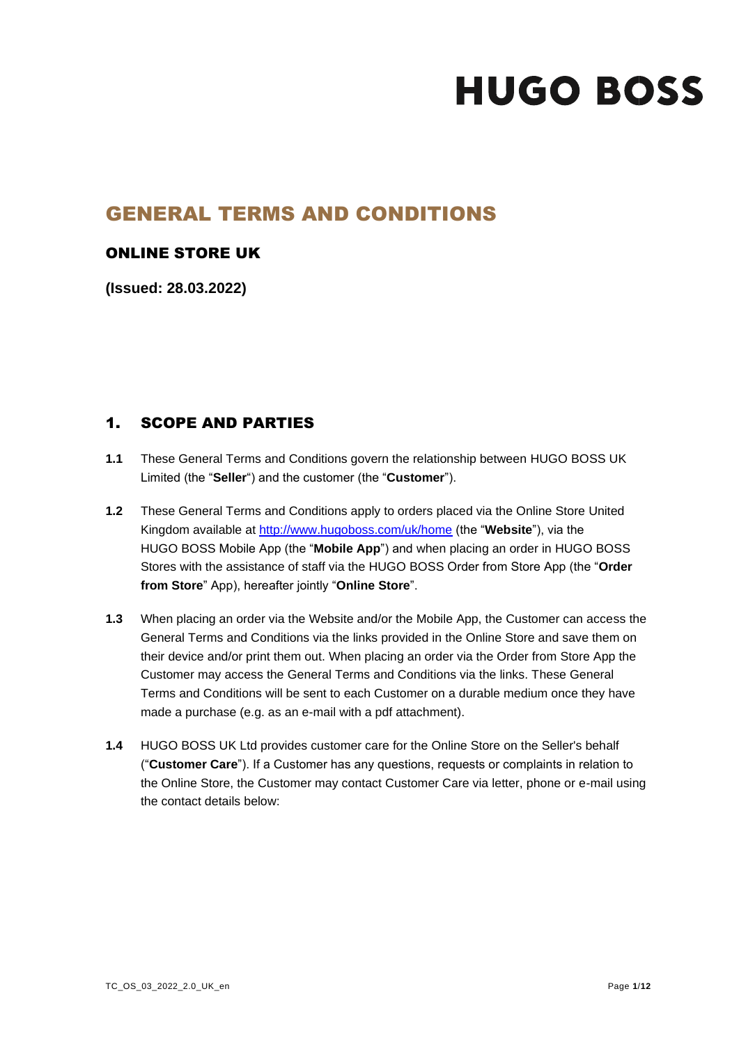# HUGO BOSS

## GENERAL TERMS AND CONDITIONS

### ONLINE STORE UK

**(Issued: 28.03.2022)**

## 1. SCOPE AND PARTIES

**1.1** These General Terms and Conditions govern the relationship between HUGO BOSS UK Limited (the "**Seller**") and the customer (the "**Customer**").

**1.2** These General Terms and Conditions apply to orders placed via the Online Store United Kingdom available at http://www.hugoboss.com/uk/home (the "**Website**"), via the HUGO BOSS Mobile App (the "**Mobile App**") and when placing an order in HUGO BOSS Stores with the assistance of staff via the HUGO BOSS Order from Store App (the "**Order from Store**" App), hereafter jointly "**Online Store**".

**1.3** When placing an order via the Website and/or the Mobile App, the Customer can access the General Terms and Conditions via the links provided in the Online Store and save them on their device and/or print them out. When placing an order via the Order from Store App the Customer may access the General Terms and Conditions via the links. These General Terms and Conditions will be sent to each Customer on a durable medium once they have made a purchase (e.g. as an e-mail with a pdf attachment).

**1.4** HUGO BOSS UK Ltd provides customer care for the Online Store on the Seller's behalf ("**Customer Care**"). If a Customer has any questions, requests or complaints in relation to the Online Store, the Customer may contact Customer Care via letter, phone or e-mail using the contact details below: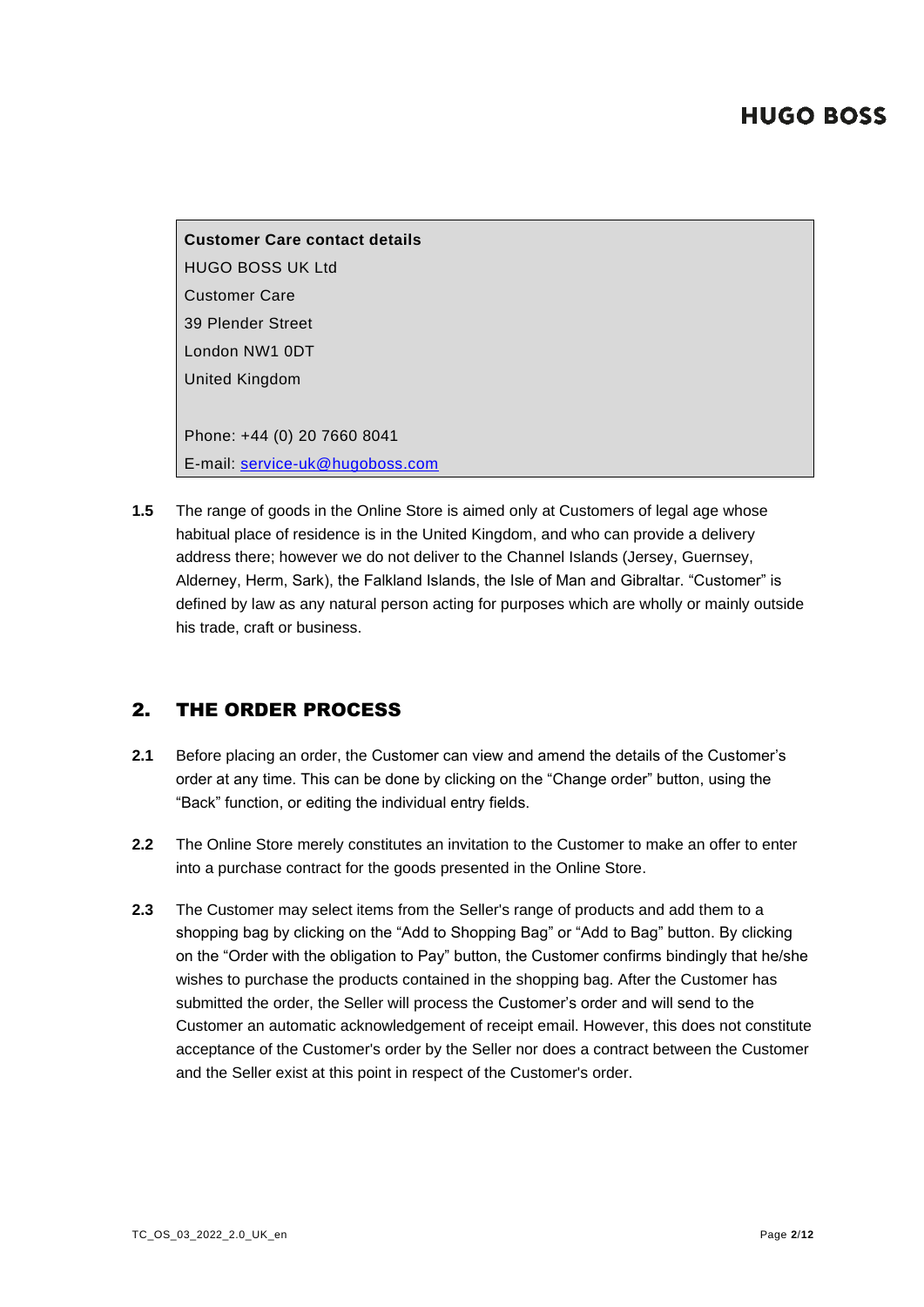**Customer Care contact details**

HUGO BOSS UK Ltd

Customer Care

39 Plender Street

London NW1 0DT

United Kingdom

Phone: +44 (0) 20 7660 8041

E-mail: service-uk@hugoboss.com

**1.5** The range of goods in the Online Store is aimed only at Customers of legal age whose habitual place of residence is in the United Kingdom, and who can provide a delivery address there; however we do not deliver to the Channel Islands (Jersey, Guernsey, Alderney, Herm, Sark), the Falkland Islands, the Isle of Man and Gibraltar. “Customer” is defined by law as any natural person acting for purposes which are wholly or mainly outside his trade, craft or business.

## 2. THE ORDER PROCESS

**2.1** Before placing an order, the Customer can view and amend the details of the Customer’s order at any time. This can be done by clicking on the “Change order” button, using the “Back” function, or editing the individual entry fields.

**2.2** The Online Store merely constitutes an invitation to the Customer to make an offer to enter into a purchase contract for the goods presented in the Online Store.

**2.3** The Customer may select items from the Seller's range of products and add them to a shopping bag by clicking on the “Add to Shopping Bag” or “Add to Bag” button. By clicking on the “Order with the obligation to Pay” button, the Customer confirms bindingly that he/she wishes to purchase the products contained in the shopping bag. After the Customer has submitted the order, the Seller will process the Customer’s order and will send to the Customer an automatic acknowledgement of receipt email. However, this does not constitute acceptance of the Customer's order by the Seller nor does a contract between the Customer and the Seller exist at this point in respect of the Customer's order.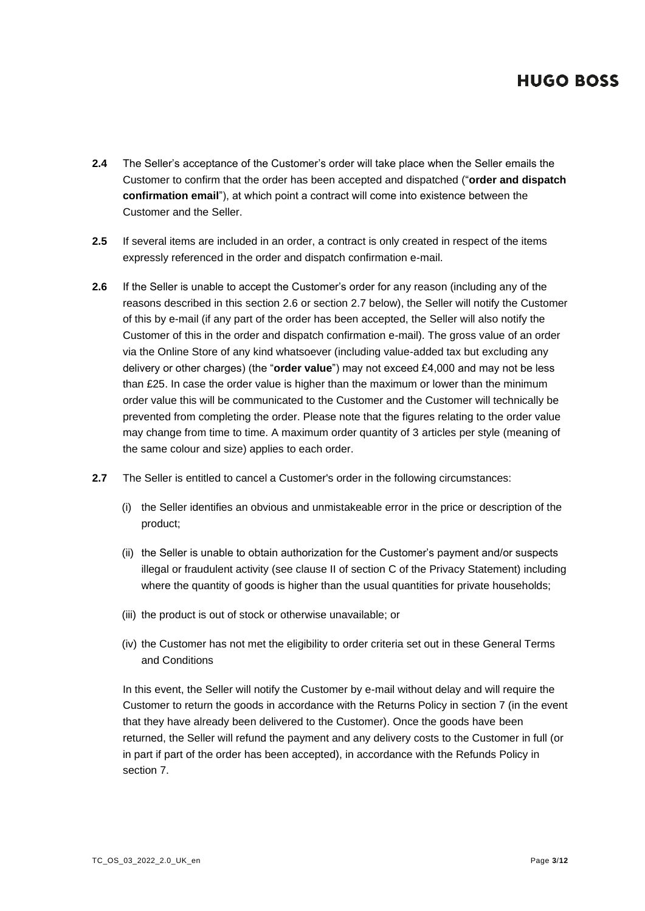**2.4** The Seller's acceptance of the Customer's order will take place when the Seller emails the Customer to confirm that the order has been accepted and dispatched ("**order and dispatch confirmation email**"), at which point a contract will come into existence between the Customer and the Seller.

**2.5** If several items are included in an order, a contract is only created in respect of the items expressly referenced in the order and dispatch confirmation e-mail.

**2.6** If the Seller is unable to accept the Customer's order for any reason (including any of the reasons described in this section 2.6 or section 2.7 below), the Seller will notify the Customer of this by e-mail (if any part of the order has been accepted, the Seller will also notify the Customer of this in the order and dispatch confirmation e-mail). The gross value of an order via the Online Store of any kind whatsoever (including value-added tax but excluding any delivery or other charges) (the "**order value**") may not exceed £4,000 and may not be less than £25. In case the order value is higher than the maximum or lower than the minimum order value this will be communicated to the Customer and the Customer will technically be prevented from completing the order. Please note that the figures relating to the order value may change from time to time. A maximum order quantity of 3 articles per style (meaning of the same colour and size) applies to each order.

**2.7** The Seller is entitled to cancel a Customer's order in the following circumstances:

(i) the Seller identifies an obvious and unmistakeable error in the price or description of the product;

(ii) the Seller is unable to obtain authorization for the Customer's payment and/or suspects illegal or fraudulent activity (see clause II of section C of the Privacy Statement) including where the quantity of goods is higher than the usual quantities for private households;

(iii) the product is out of stock or otherwise unavailable; or

(iv) the Customer has not met the eligibility to order criteria set out in these General Terms and Conditions

In this event, the Seller will notify the Customer by e-mail without delay and will require the Customer to return the goods in accordance with the Returns Policy in section 7 (in the event that they have already been delivered to the Customer). Once the goods have been returned, the Seller will refund the payment and any delivery costs to the Customer in full (or in part if part of the order has been accepted), in accordance with the Refunds Policy in section 7.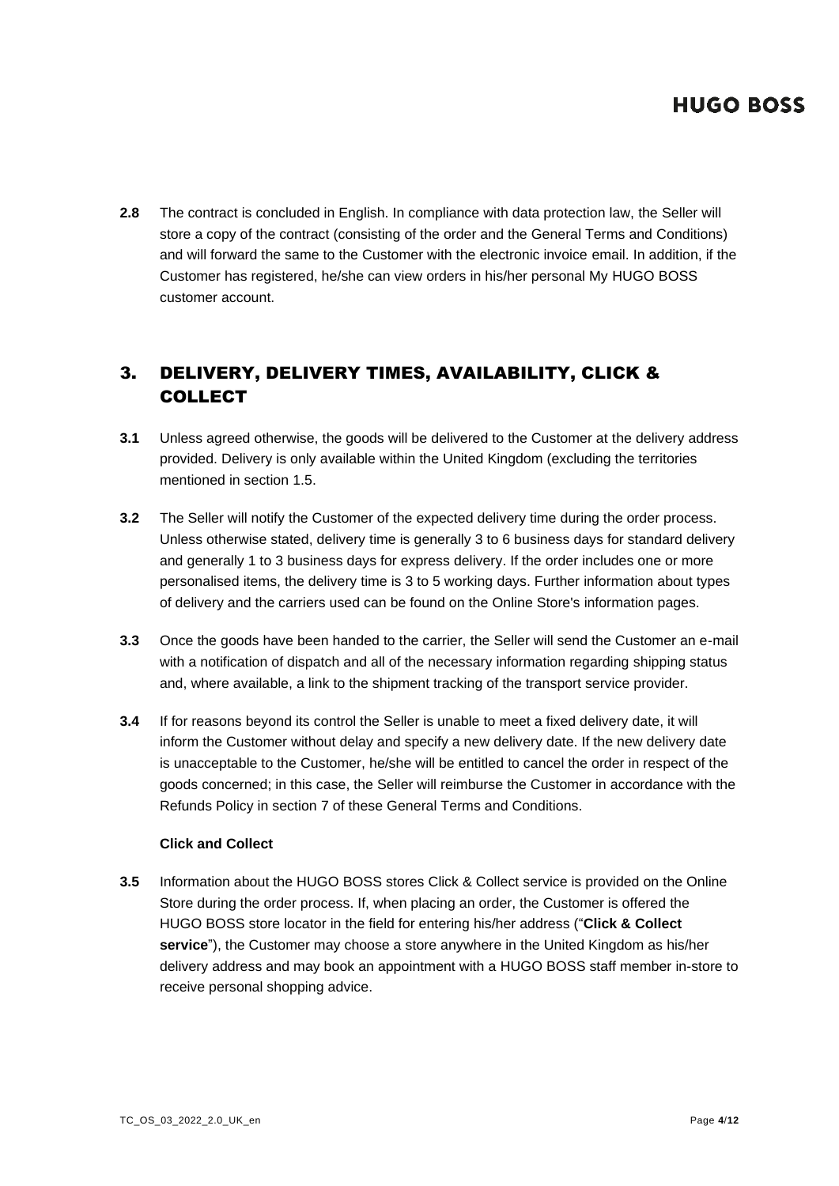**2.8** The contract is concluded in English. In compliance with data protection law, the Seller will store a copy of the contract (consisting of the order and the General Terms and Conditions) and will forward the same to the Customer with the electronic invoice email. In addition, if the Customer has registered, he/she can view orders in his/her personal My HUGO BOSS customer account.

## 3. DELIVERY, DELIVERY TIMES, AVAILABILITY, CLICK & COLLECT

**3.1** Unless agreed otherwise, the goods will be delivered to the Customer at the delivery address provided. Delivery is only available within the United Kingdom (excluding the territories mentioned in section 1.5.

**3.2** The Seller will notify the Customer of the expected delivery time during the order process. Unless otherwise stated, delivery time is generally 3 to 6 business days for standard delivery and generally 1 to 3 business days for express delivery. If the order includes one or more personalised items, the delivery time is 3 to 5 working days. Further information about types of delivery and the carriers used can be found on the Online Store's information pages.

**3.3** Once the goods have been handed to the carrier, the Seller will send the Customer an e-mail with a notification of dispatch and all of the necessary information regarding shipping status and, where available, a link to the shipment tracking of the transport service provider.

**3.4** If for reasons beyond its control the Seller is unable to meet a fixed delivery date, it will inform the Customer without delay and specify a new delivery date. If the new delivery date is unacceptable to the Customer, he/she will be entitled to cancel the order in respect of the goods concerned; in this case, the Seller will reimburse the Customer in accordance with the Refunds Policy in section 7 of these General Terms and Conditions.

**Click and Collect**

**3.5** Information about the HUGO BOSS stores Click & Collect service is provided on the Online Store during the order process. If, when placing an order, the Customer is offered the HUGO BOSS store locator in the field for entering his/her address ("**Click & Collect service**"), the Customer may choose a store anywhere in the United Kingdom as his/her delivery address and may book an appointment with a HUGO BOSS staff member in-store to receive personal shopping advice.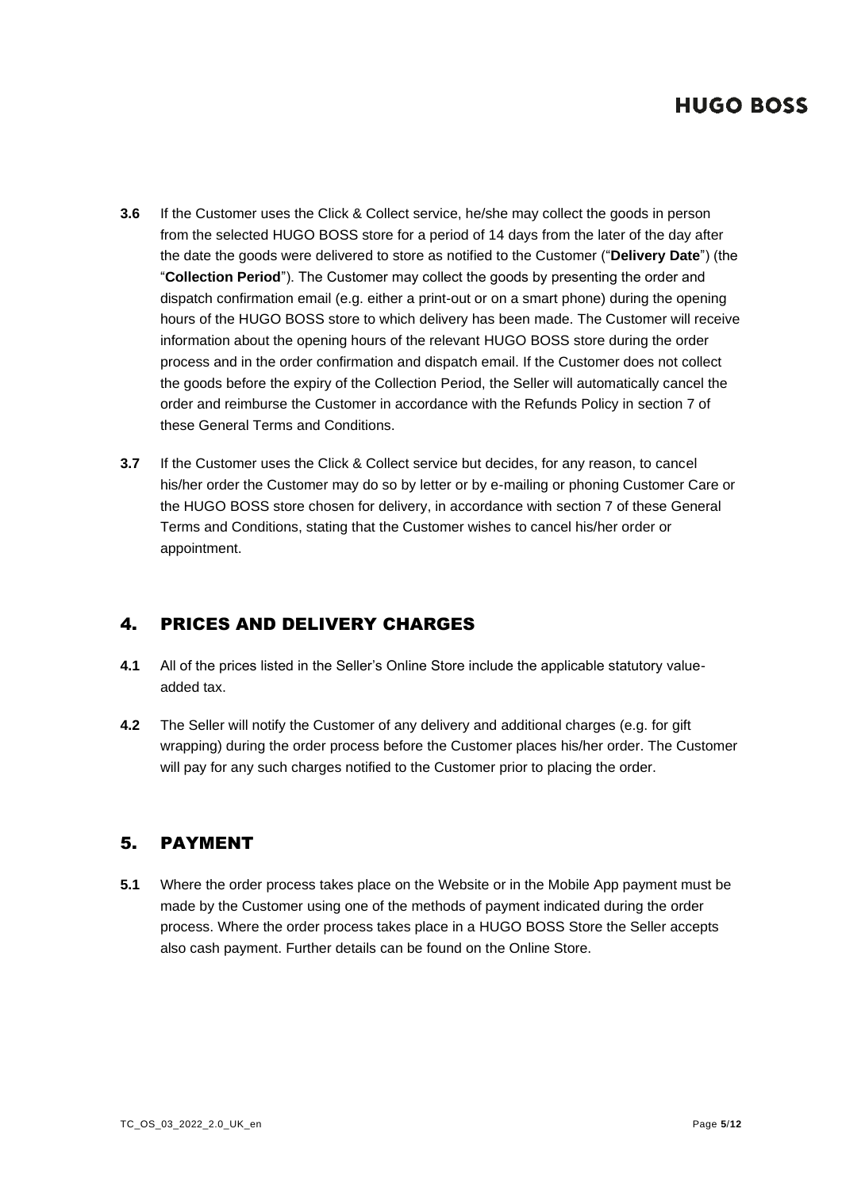**3.6** If the Customer uses the Click & Collect service, he/she may collect the goods in person from the selected HUGO BOSS store for a period of 14 days from the later of the day after the date the goods were delivered to store as notified to the Customer ("**Delivery Date**") (the "**Collection Period**"). The Customer may collect the goods by presenting the order and dispatch confirmation email (e.g. either a print-out or on a smart phone) during the opening hours of the HUGO BOSS store to which delivery has been made. The Customer will receive information about the opening hours of the relevant HUGO BOSS store during the order process and in the order confirmation and dispatch email. If the Customer does not collect the goods before the expiry of the Collection Period, the Seller will automatically cancel the order and reimburse the Customer in accordance with the Refunds Policy in section 7 of these General Terms and Conditions.

**3.7** If the Customer uses the Click & Collect service but decides, for any reason, to cancel his/her order the Customer may do so by letter or by e-mailing or phoning Customer Care or the HUGO BOSS store chosen for delivery, in accordance with section 7 of these General Terms and Conditions, stating that the Customer wishes to cancel his/her order or appointment.

## 4. PRICES AND DELIVERY CHARGES

**4.1** All of the prices listed in the Seller's Online Store include the applicable statutory value-added tax.

**4.2** The Seller will notify the Customer of any delivery and additional charges (e.g. for gift wrapping) during the order process before the Customer places his/her order. The Customer will pay for any such charges notified to the Customer prior to placing the order.

## 5. PAYMENT

**5.1** Where the order process takes place on the Website or in the Mobile App payment must be made by the Customer using one of the methods of payment indicated during the order process. Where the order process takes place in a HUGO BOSS Store the Seller accepts also cash payment. Further details can be found on the Online Store.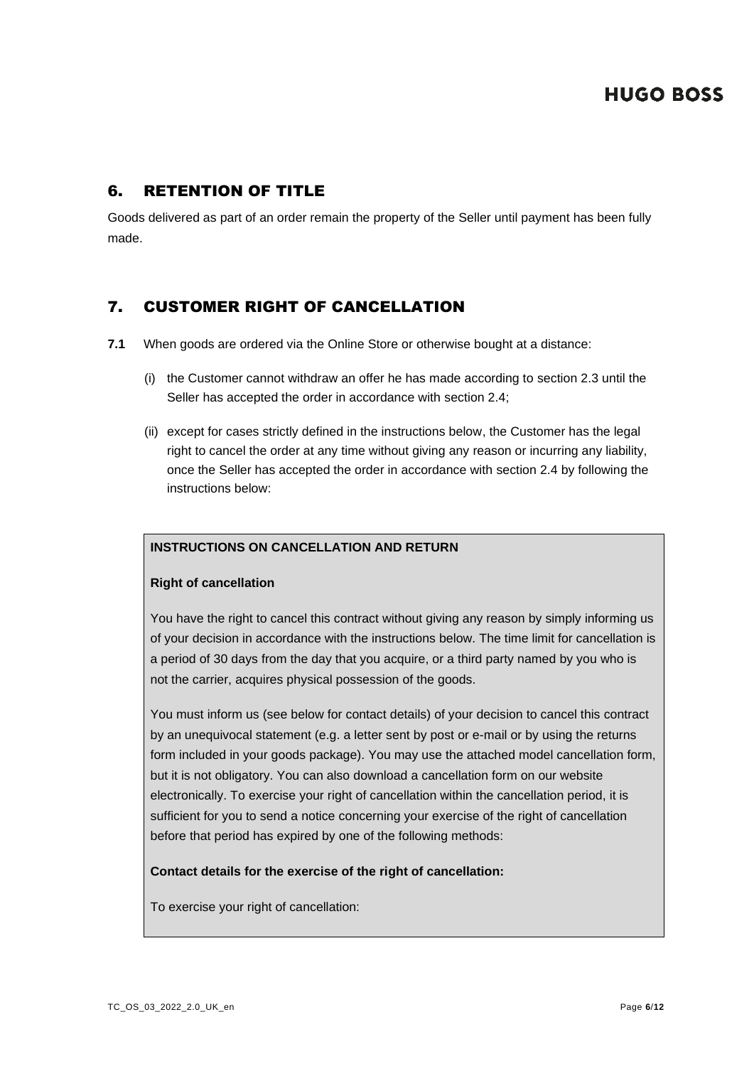## 6. RETENTION OF TITLE

Goods delivered as part of an order remain the property of the Seller until payment has been fully made.

## 7. CUSTOMER RIGHT OF CANCELLATION

**7.1** When goods are ordered via the Online Store or otherwise bought at a distance:

(i) the Customer cannot withdraw an offer he has made according to section 2.3 until the Seller has accepted the order in accordance with section 2.4;

(ii) except for cases strictly defined in the instructions below, the Customer has the legal right to cancel the order at any time without giving any reason or incurring any liability, once the Seller has accepted the order in accordance with section 2.4 by following the instructions below:

**INSTRUCTIONS ON CANCELLATION AND RETURN**

**Right of cancellation**

You have the right to cancel this contract without giving any reason by simply informing us of your decision in accordance with the instructions below. The time limit for cancellation is a period of 30 days from the day that you acquire, or a third party named by you who is not the carrier, acquires physical possession of the goods.

You must inform us (see below for contact details) of your decision to cancel this contract by an unequivocal statement (e.g. a letter sent by post or e-mail or by using the returns form included in your goods package). You may use the attached model cancellation form, but it is not obligatory. You can also download a cancellation form on our website electronically. To exercise your right of cancellation within the cancellation period, it is sufficient for you to send a notice concerning your exercise of the right of cancellation before that period has expired by one of the following methods:

**Contact details for the exercise of the right of cancellation:**

To exercise your right of cancellation: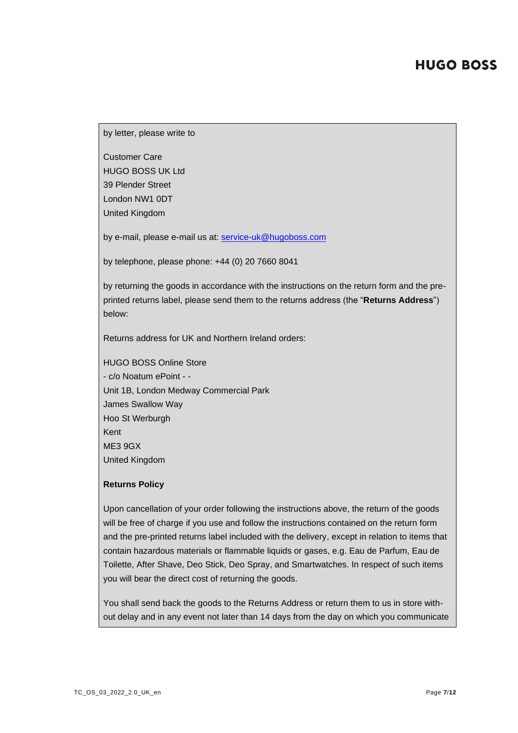by letter, please write to

Customer Care
HUGO BOSS UK Ltd
39 Plender Street
London NW1 0DT
United Kingdom

by e-mail, please e-mail us at: service-uk@hugoboss.com

by telephone, please phone: +44 (0) 20 7660 8041

by returning the goods in accordance with the instructions on the return form and the pre-printed returns label, please send them to the returns address (the "**Returns Address**") below:

Returns address for UK and Northern Ireland orders:

HUGO BOSS Online Store
- c/o Noatum ePoint - -
Unit 1B, London Medway Commercial Park
James Swallow Way
Hoo St Werburgh
Kent
ME3 9GX
United Kingdom

**Returns Policy**

Upon cancellation of your order following the instructions above, the return of the goods will be free of charge if you use and follow the instructions contained on the return form and the pre-printed returns label included with the delivery, except in relation to items that contain hazardous materials or flammable liquids or gases, e.g. Eau de Parfum, Eau de Toilette, After Shave, Deo Stick, Deo Spray, and Smartwatches. In respect of such items you will bear the direct cost of returning the goods.

You shall send back the goods to the Returns Address or return them to us in store without delay and in any event not later than 14 days from the day on which you communicate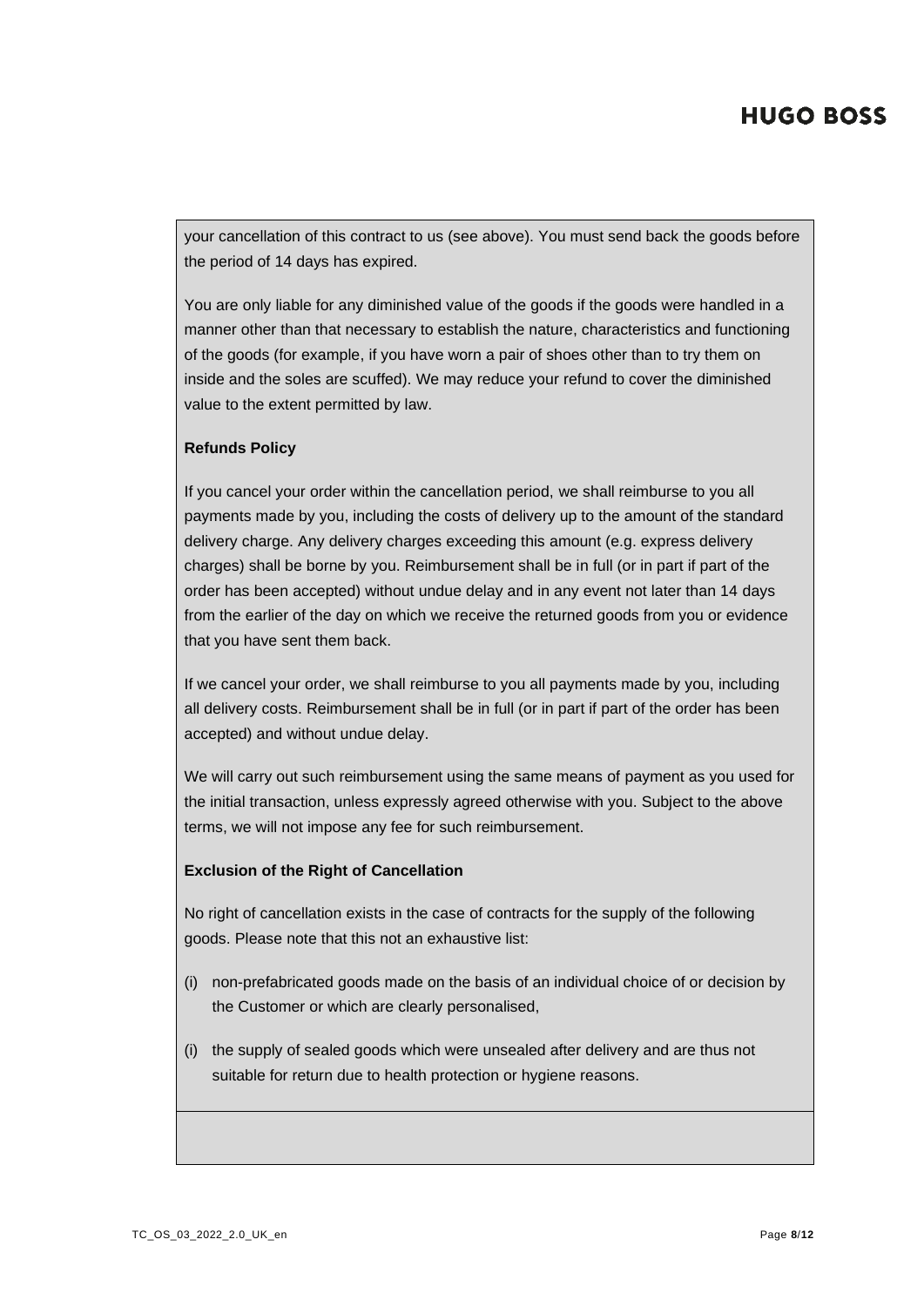your cancellation of this contract to us (see above). You must send back the goods before the period of 14 days has expired.

You are only liable for any diminished value of the goods if the goods were handled in a manner other than that necessary to establish the nature, characteristics and functioning of the goods (for example, if you have worn a pair of shoes other than to try them on inside and the soles are scuffed). We may reduce your refund to cover the diminished value to the extent permitted by law.

**Refunds Policy**

If you cancel your order within the cancellation period, we shall reimburse to you all payments made by you, including the costs of delivery up to the amount of the standard delivery charge. Any delivery charges exceeding this amount (e.g. express delivery charges) shall be borne by you. Reimbursement shall be in full (or in part if part of the order has been accepted) without undue delay and in any event not later than 14 days from the earlier of the day on which we receive the returned goods from you or evidence that you have sent them back.

If we cancel your order, we shall reimburse to you all payments made by you, including all delivery costs. Reimbursement shall be in full (or in part if part of the order has been accepted) and without undue delay.

We will carry out such reimbursement using the same means of payment as you used for the initial transaction, unless expressly agreed otherwise with you. Subject to the above terms, we will not impose any fee for such reimbursement.

**Exclusion of the Right of Cancellation**

No right of cancellation exists in the case of contracts for the supply of the following goods. Please note that this not an exhaustive list:

(i) non-prefabricated goods made on the basis of an individual choice of or decision by the Customer or which are clearly personalised,

(i) the supply of sealed goods which were unsealed after delivery and are thus not suitable for return due to health protection or hygiene reasons.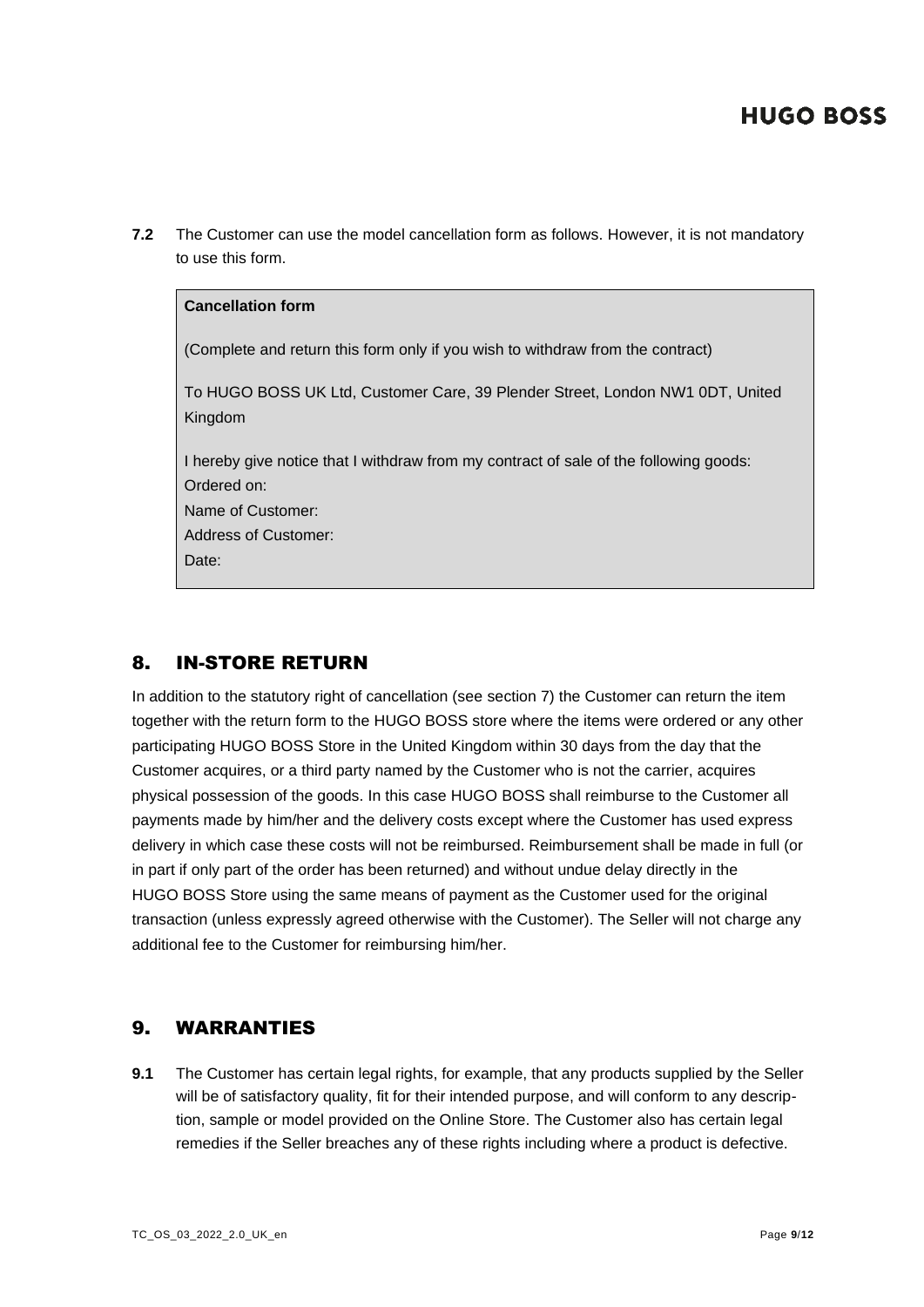**7.2** The Customer can use the model cancellation form as follows. However, it is not mandatory to use this form.

> **Cancellation form**
>
> (Complete and return this form only if you wish to withdraw from the contract)
>
> To HUGO BOSS UK Ltd, Customer Care, 39 Plender Street, London NW1 0DT, United Kingdom
>
> I hereby give notice that I withdraw from my contract of sale of the following goods:
> Ordered on:
> Name of Customer:
> Address of Customer:
> Date:

## 8. IN-STORE RETURN

In addition to the statutory right of cancellation (see section 7) the Customer can return the item together with the return form to the HUGO BOSS store where the items were ordered or any other participating HUGO BOSS Store in the United Kingdom within 30 days from the day that the Customer acquires, or a third party named by the Customer who is not the carrier, acquires physical possession of the goods. In this case HUGO BOSS shall reimburse to the Customer all payments made by him/her and the delivery costs except where the Customer has used express delivery in which case these costs will not be reimbursed. Reimbursement shall be made in full (or in part if only part of the order has been returned) and without undue delay directly in the HUGO BOSS Store using the same means of payment as the Customer used for the original transaction (unless expressly agreed otherwise with the Customer). The Seller will not charge any additional fee to the Customer for reimbursing him/her.

## 9. WARRANTIES

**9.1** The Customer has certain legal rights, for example, that any products supplied by the Seller will be of satisfactory quality, fit for their intended purpose, and will conform to any description, sample or model provided on the Online Store. The Customer also has certain legal remedies if the Seller breaches any of these rights including where a product is defective.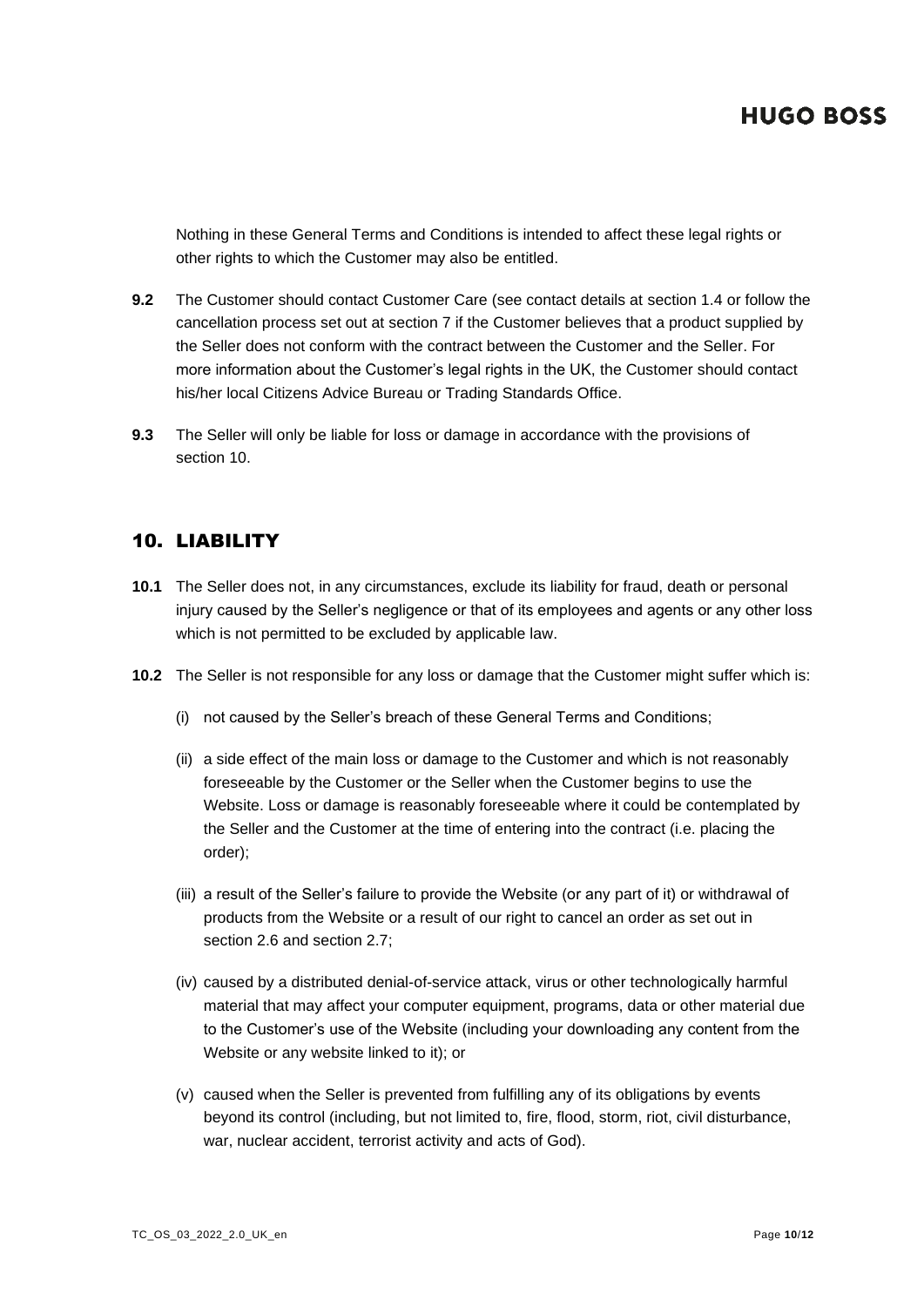Nothing in these General Terms and Conditions is intended to affect these legal rights or other rights to which the Customer may also be entitled.

**9.2** The Customer should contact Customer Care (see contact details at section 1.4 or follow the cancellation process set out at section 7 if the Customer believes that a product supplied by the Seller does not conform with the contract between the Customer and the Seller. For more information about the Customer's legal rights in the UK, the Customer should contact his/her local Citizens Advice Bureau or Trading Standards Office.

**9.3** The Seller will only be liable for loss or damage in accordance with the provisions of section 10.

## 10. LIABILITY

**10.1** The Seller does not, in any circumstances, exclude its liability for fraud, death or personal injury caused by the Seller's negligence or that of its employees and agents or any other loss which is not permitted to be excluded by applicable law.

**10.2** The Seller is not responsible for any loss or damage that the Customer might suffer which is:

(i) not caused by the Seller's breach of these General Terms and Conditions;

(ii) a side effect of the main loss or damage to the Customer and which is not reasonably foreseeable by the Customer or the Seller when the Customer begins to use the Website. Loss or damage is reasonably foreseeable where it could be contemplated by the Seller and the Customer at the time of entering into the contract (i.e. placing the order);

(iii) a result of the Seller's failure to provide the Website (or any part of it) or withdrawal of products from the Website or a result of our right to cancel an order as set out in section 2.6 and section 2.7;

(iv) caused by a distributed denial-of-service attack, virus or other technologically harmful material that may affect your computer equipment, programs, data or other material due to the Customer's use of the Website (including your downloading any content from the Website or any website linked to it); or

(v) caused when the Seller is prevented from fulfilling any of its obligations by events beyond its control (including, but not limited to, fire, flood, storm, riot, civil disturbance, war, nuclear accident, terrorist activity and acts of God).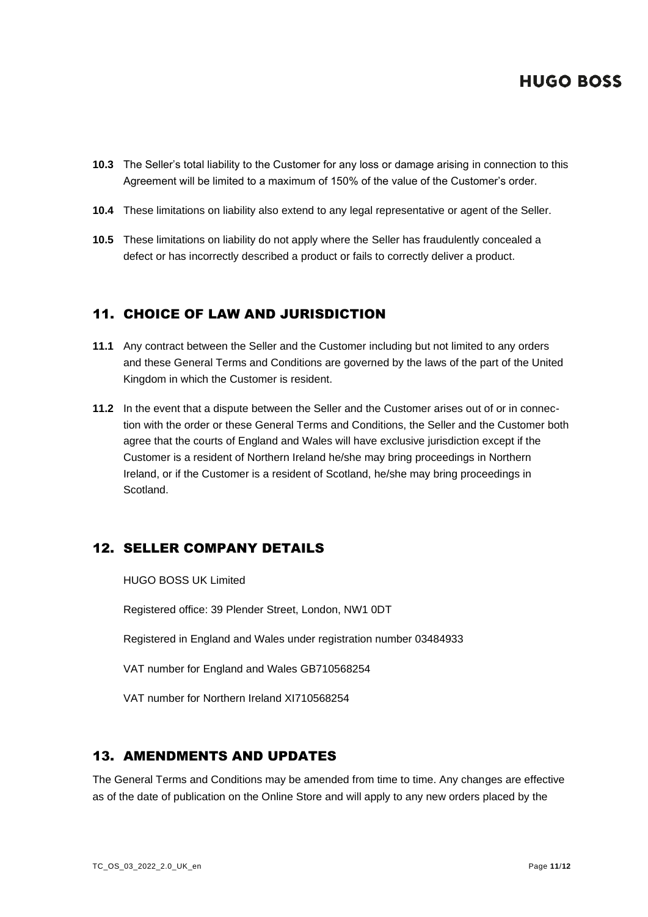**10.3** The Seller's total liability to the Customer for any loss or damage arising in connection to this Agreement will be limited to a maximum of 150% of the value of the Customer's order.

**10.4** These limitations on liability also extend to any legal representative or agent of the Seller.

**10.5** These limitations on liability do not apply where the Seller has fraudulently concealed a defect or has incorrectly described a product or fails to correctly deliver a product.

## 11. CHOICE OF LAW AND JURISDICTION

**11.1** Any contract between the Seller and the Customer including but not limited to any orders and these General Terms and Conditions are governed by the laws of the part of the United Kingdom in which the Customer is resident.

**11.2** In the event that a dispute between the Seller and the Customer arises out of or in connection with the order or these General Terms and Conditions, the Seller and the Customer both agree that the courts of England and Wales will have exclusive jurisdiction except if the Customer is a resident of Northern Ireland he/she may bring proceedings in Northern Ireland, or if the Customer is a resident of Scotland, he/she may bring proceedings in Scotland.

## 12. SELLER COMPANY DETAILS

HUGO BOSS UK Limited

Registered office: 39 Plender Street, London, NW1 0DT

Registered in England and Wales under registration number 03484933

VAT number for England and Wales GB710568254

VAT number for Northern Ireland XI710568254

## 13. AMENDMENTS AND UPDATES

The General Terms and Conditions may be amended from time to time. Any changes are effective as of the date of publication on the Online Store and will apply to any new orders placed by the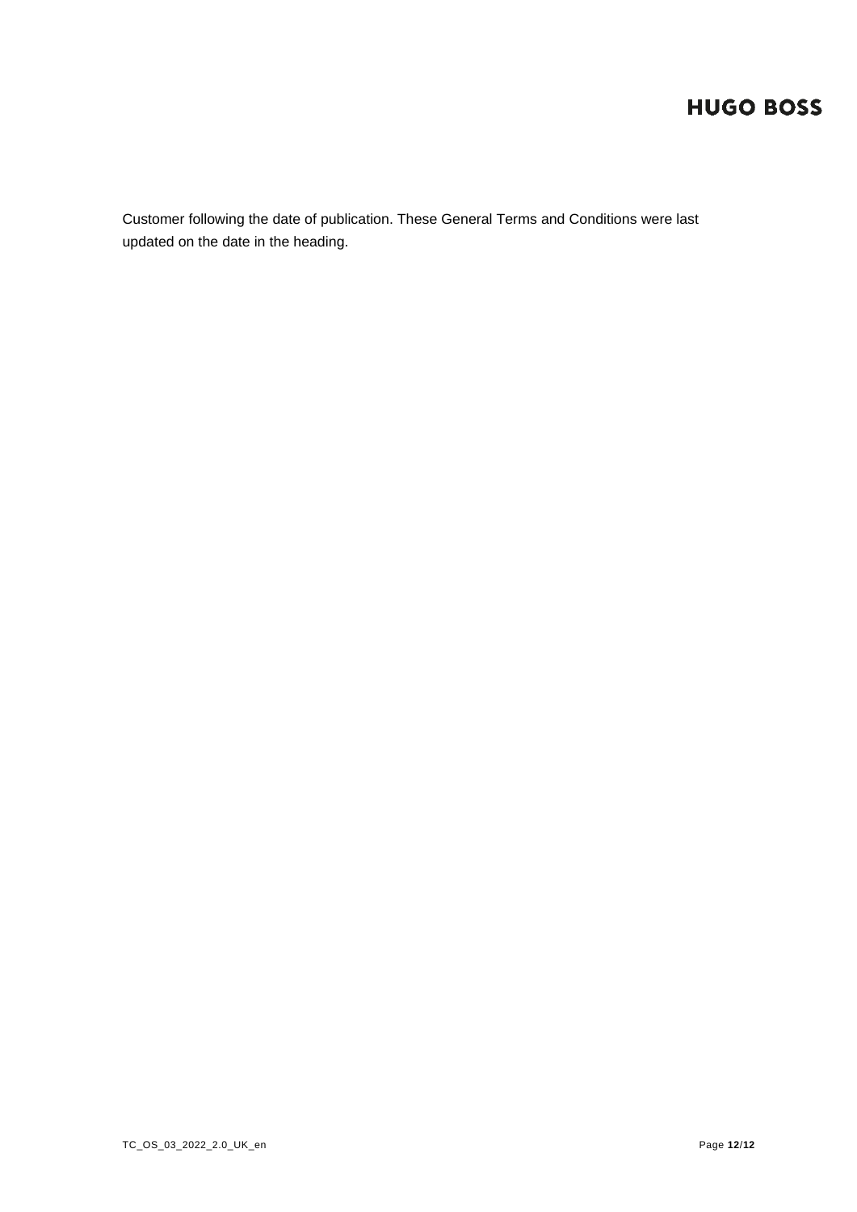Customer following the date of publication. These General Terms and Conditions were last updated on the date in the heading.